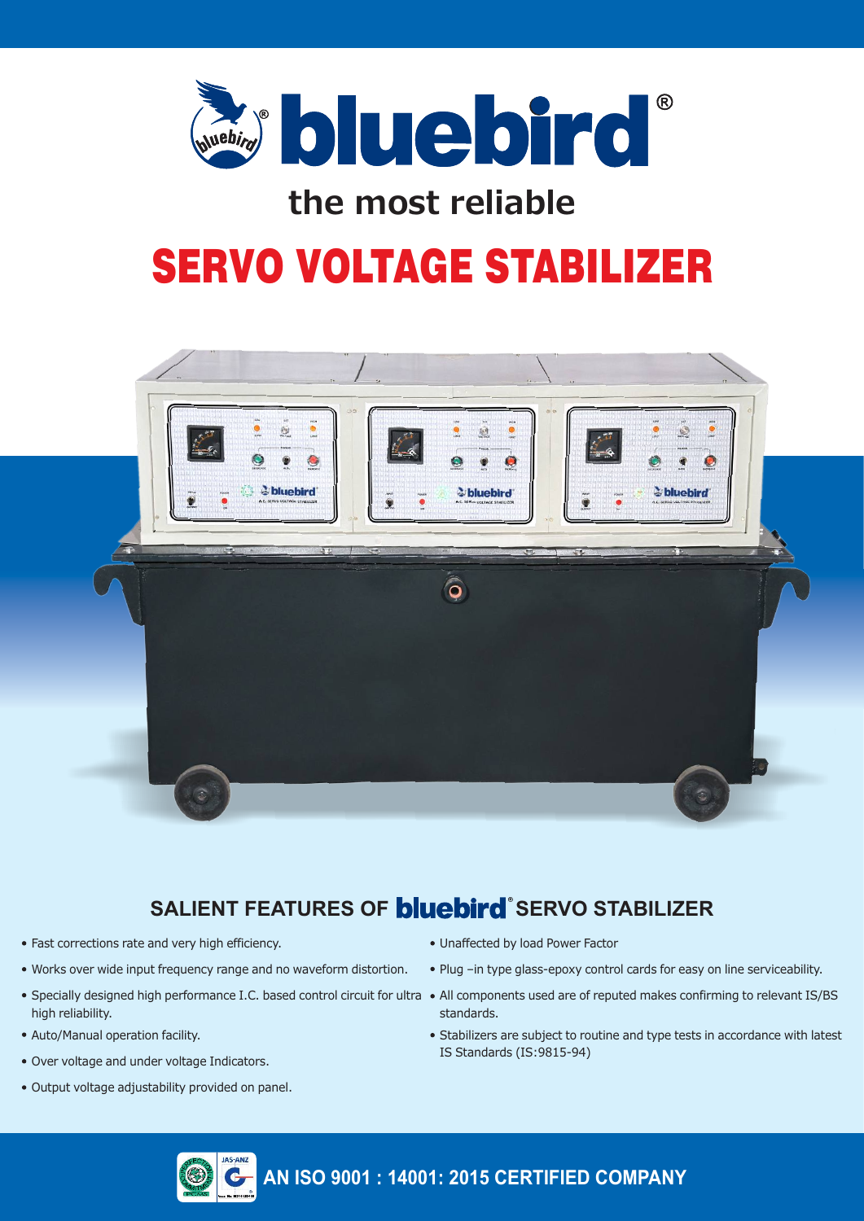# bluebird®

## the most reliable

# SERVO VOLTAGE STABILIZER

## SALIENT FEATURES OF bluebird® SERVO STABILIZER

- Fast corrections rate and very high efficiency.
- Works over wide input frequency range and no waveform distortion.
- Specially designed high performance I.C. based control circuit for ultra high reliability.
- Auto/Manual operation facility.
- Over voltage and under voltage Indicators.
- Output voltage adjustability provided on panel.
- Unaffected by load Power Factor
- Plug –in type glass-epoxy control cards for easy on line serviceability.
- All components used are of reputed makes confirming to relevant IS/BS standards.
- Stabilizers are subject to routine and type tests in accordance with latest IS Standards (IS:9815-94)

**AN ISO 9001 : 14001: 2015 CERTIFIED COMPANY**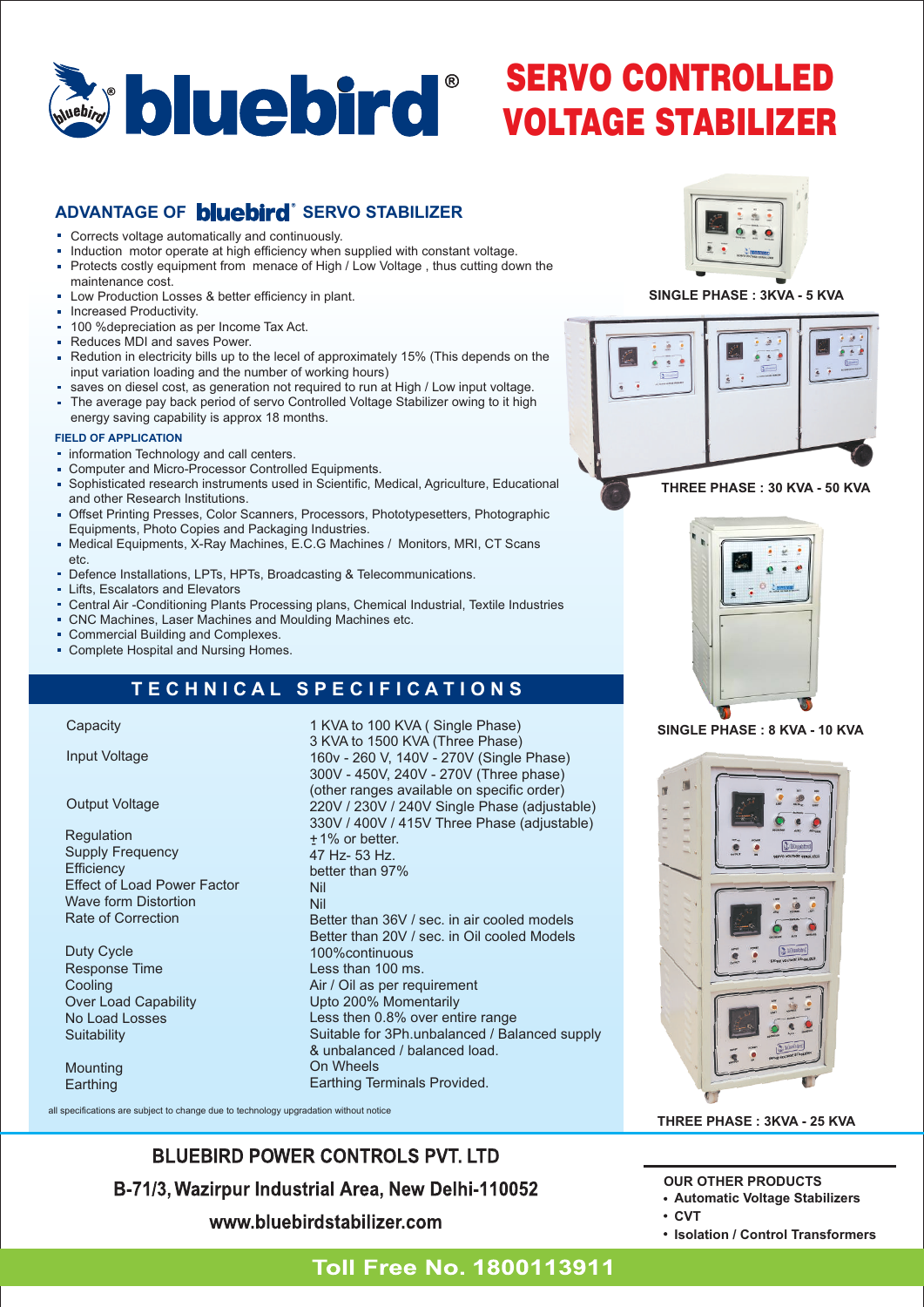# bluebird®

# SERVO CONTROLLED VOLTAGE STABILIZER

## ADVANTAGE OF bluebird® SERVO STABILIZER

- Corrects voltage automatically and continuously.
- Induction motor operate at high efficiency when supplied with constant voltage.
- Protects costly equipment from menace of High / Low Voltage , thus cutting down the maintenance cost.
- Low Production Losses & better efficiency in plant.
- Increased Productivity.
- 100 %depreciation as per Income Tax Act.
- Reduces MDI and saves Power.
- Redution in electricity bills up to the lecel of approximately 15% (This depends on the input variation loading and the number of working hours)
- saves on diesel cost, as generation not required to run at High / Low input voltage.
- The average pay back period of servo Controlled Voltage Stabilizer owing to it high energy saving capability is approx 18 months.

### FIELD OF APPLICATION

- information Technology and call centers.
- Computer and Micro-Processor Controlled Equipments.
- Sophisticated research instruments used in Scientific, Medical, Agriculture, Educational and other Research Institutions.
- Offset Printing Presses, Color Scanners, Processors, Phototypesetters, Photographic Equipments, Photo Copies and Packaging Industries.
- Medical Equipments, X-Ray Machines, E.C.G Machines / Monitors, MRI, CT Scans etc.
- Defence Installations, LPTs, HPTs, Broadcasting & Telecommunications.
- Lifts, Escalators and Elevators
- Central Air -Conditioning Plants Processing plans, Chemical Industrial, Textile Industries
- CNC Machines, Laser Machines and Moulding Machines etc.
- Commercial Building and Complexes.
- Complete Hospital and Nursing Homes.

SINGLE PHASE : 3KVA - 5 KVA

THREE PHASE : 30 KVA - 50 KVA

SINGLE PHASE : 8 KVA - 10 KVA

THREE PHASE : 3KVA - 25 KVA

## TECHNICAL SPECIFICATIONS

| | |
|---|---|
| Capacity | 1 KVA to 100 KVA ( Single Phase)<br>3 KVA to 1500 KVA (Three Phase) |
| Input Voltage | 160v - 260 V, 140V - 270V (Single Phase)<br>300V - 450V, 240V - 270V (Three phase)<br>(other ranges available on specific order) |
| Output Voltage | 220V / 230V / 240V Single Phase (adjustable)<br>330V / 400V / 415V Three Phase (adjustable) |
| Regulation | ±1% or better. |
| Supply Frequency | 47 Hz- 53 Hz. |
| Efficiency | better than 97% |
| Effect of Load Power Factor | Nil |
| Wave form Distortion | Nil |
| Rate of Correction | Better than 36V / sec. in air cooled models<br>Better than 20V / sec. in Oil cooled Models |
| Duty Cycle | 100%continuous |
| Response Time | Less than 100 ms. |
| Cooling | Air / Oil as per requirement |
| Over Load Capability | Upto 200% Momentarily |
| No Load Losses | Less then 0.8% over entire range |
| Suitability | Suitable for 3Ph.unbalanced / Balanced supply & unbalanced / balanced load. |
| Mounting | On Wheels |
| Earthing | Earthing Terminals Provided. |

all specifications are subject to change due to technology upgradation without notice

**BLUEBIRD POWER CONTROLS PVT. LTD**

**B-71/3, Wazirpur Industrial Area, New Delhi-110052**

**www.bluebirdstabilizer.com**

**OUR OTHER PRODUCTS**
- **Automatic Voltage Stabilizers**
- **CVT**
- **Isolation / Control Transformers**

**Toll Free No. 1800113911**